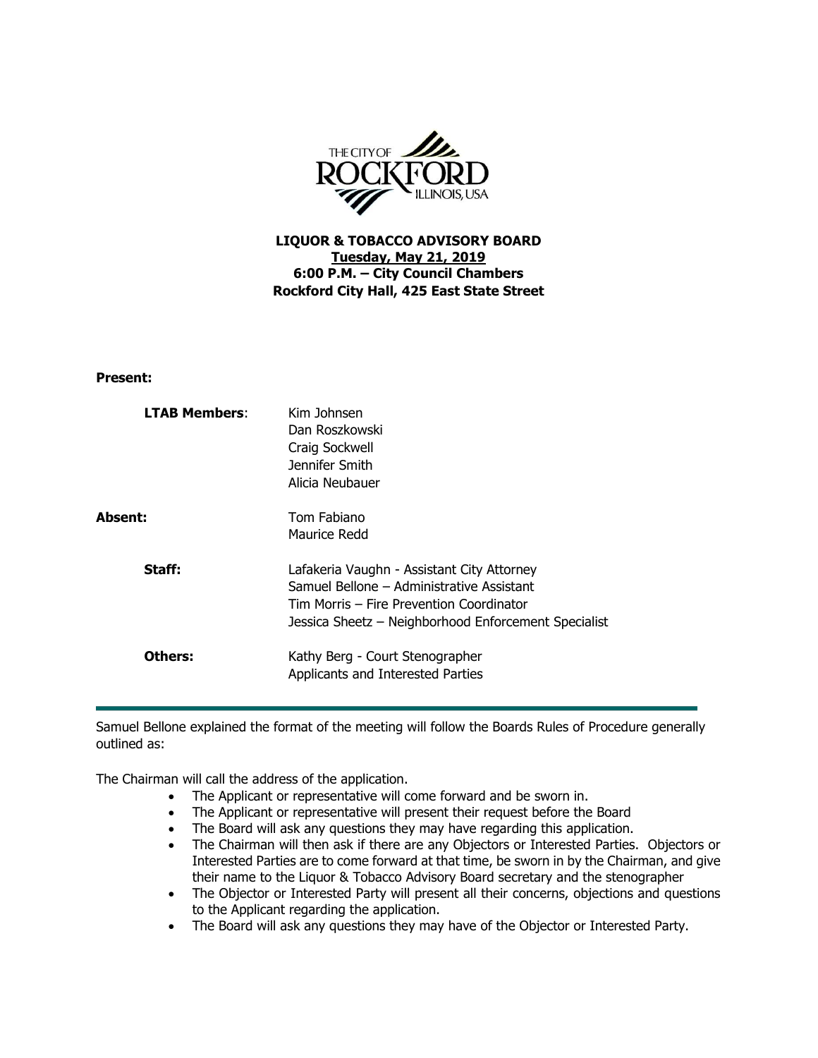THE CITY OF ROCKFORD ILLINOIS, USA

**LIQUOR & TOBACCO ADVISORY BOARD**
**Tuesday, May 21, 2019**
**6:00 P.M. – City Council Chambers**
**Rockford City Hall, 425 East State Street**

**Present:**

| | |
|---|---|
| **LTAB Members**: | Kim Johnsen<br>Dan Roszkowski<br>Craig Sockwell<br>Jennifer Smith<br>Alicia Neubauer |
| **Absent:** | Tom Fabiano<br>Maurice Redd |
| **Staff:** | Lafakeria Vaughn - Assistant City Attorney<br>Samuel Bellone – Administrative Assistant<br>Tim Morris – Fire Prevention Coordinator<br>Jessica Sheetz – Neighborhood Enforcement Specialist |
| **Others:** | Kathy Berg - Court Stenographer<br>Applicants and Interested Parties |

---

Samuel Bellone explained the format of the meeting will follow the Boards Rules of Procedure generally outlined as:

The Chairman will call the address of the application.

- The Applicant or representative will come forward and be sworn in.
- The Applicant or representative will present their request before the Board
- The Board will ask any questions they may have regarding this application.
- The Chairman will then ask if there are any Objectors or Interested Parties. Objectors or Interested Parties are to come forward at that time, be sworn in by the Chairman, and give their name to the Liquor & Tobacco Advisory Board secretary and the stenographer
- The Objector or Interested Party will present all their concerns, objections and questions to the Applicant regarding the application.
- The Board will ask any questions they may have of the Objector or Interested Party.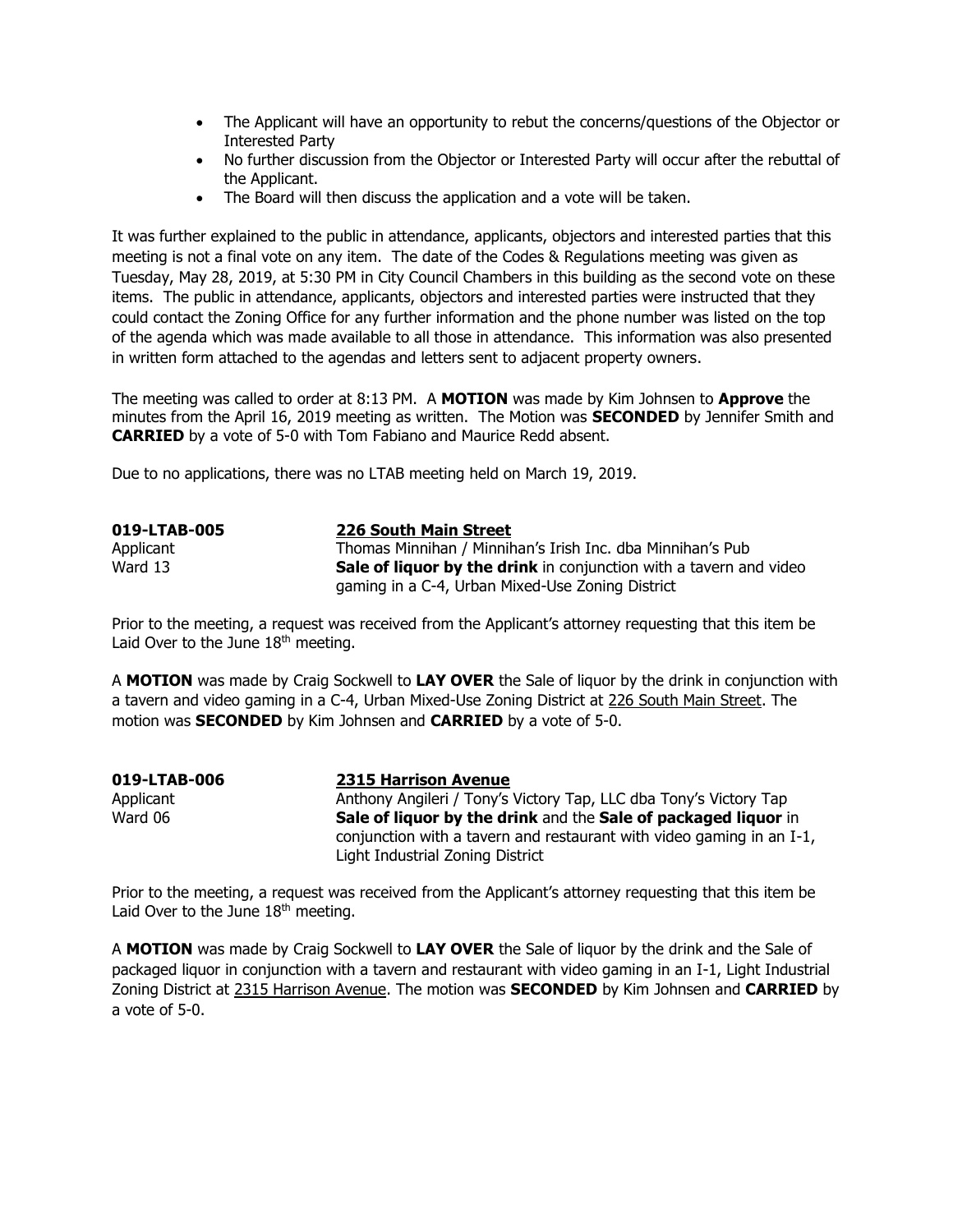- The Applicant will have an opportunity to rebut the concerns/questions of the Objector or Interested Party
- No further discussion from the Objector or Interested Party will occur after the rebuttal of the Applicant.
- The Board will then discuss the application and a vote will be taken.

It was further explained to the public in attendance, applicants, objectors and interested parties that this meeting is not a final vote on any item. The date of the Codes & Regulations meeting was given as Tuesday, May 28, 2019, at 5:30 PM in City Council Chambers in this building as the second vote on these items. The public in attendance, applicants, objectors and interested parties were instructed that they could contact the Zoning Office for any further information and the phone number was listed on the top of the agenda which was made available to all those in attendance. This information was also presented in written form attached to the agendas and letters sent to adjacent property owners.

The meeting was called to order at 8:13 PM. A **MOTION** was made by Kim Johnsen to **Approve** the minutes from the April 16, 2019 meeting as written. The Motion was **SECONDED** by Jennifer Smith and **CARRIED** by a vote of 5-0 with Tom Fabiano and Maurice Redd absent.

Due to no applications, there was no LTAB meeting held on March 19, 2019.

**019-LTAB-005** **226 South Main Street**
Applicant Thomas Minnihan / Minnihan's Irish Inc. dba Minnihan's Pub
Ward 13 **Sale of liquor by the drink** in conjunction with a tavern and video gaming in a C-4, Urban Mixed-Use Zoning District

Prior to the meeting, a request was received from the Applicant's attorney requesting that this item be Laid Over to the June 18th meeting.

A **MOTION** was made by Craig Sockwell to **LAY OVER** the Sale of liquor by the drink in conjunction with a tavern and video gaming in a C-4, Urban Mixed-Use Zoning District at 226 South Main Street. The motion was **SECONDED** by Kim Johnsen and **CARRIED** by a vote of 5-0.

**019-LTAB-006** **2315 Harrison Avenue**
Applicant Anthony Angileri / Tony's Victory Tap, LLC dba Tony's Victory Tap
Ward 06 **Sale of liquor by the drink** and the **Sale of packaged liquor** in conjunction with a tavern and restaurant with video gaming in an I-1, Light Industrial Zoning District

Prior to the meeting, a request was received from the Applicant's attorney requesting that this item be Laid Over to the June 18th meeting.

A **MOTION** was made by Craig Sockwell to **LAY OVER** the Sale of liquor by the drink and the Sale of packaged liquor in conjunction with a tavern and restaurant with video gaming in an I-1, Light Industrial Zoning District at 2315 Harrison Avenue. The motion was **SECONDED** by Kim Johnsen and **CARRIED** by a vote of 5-0.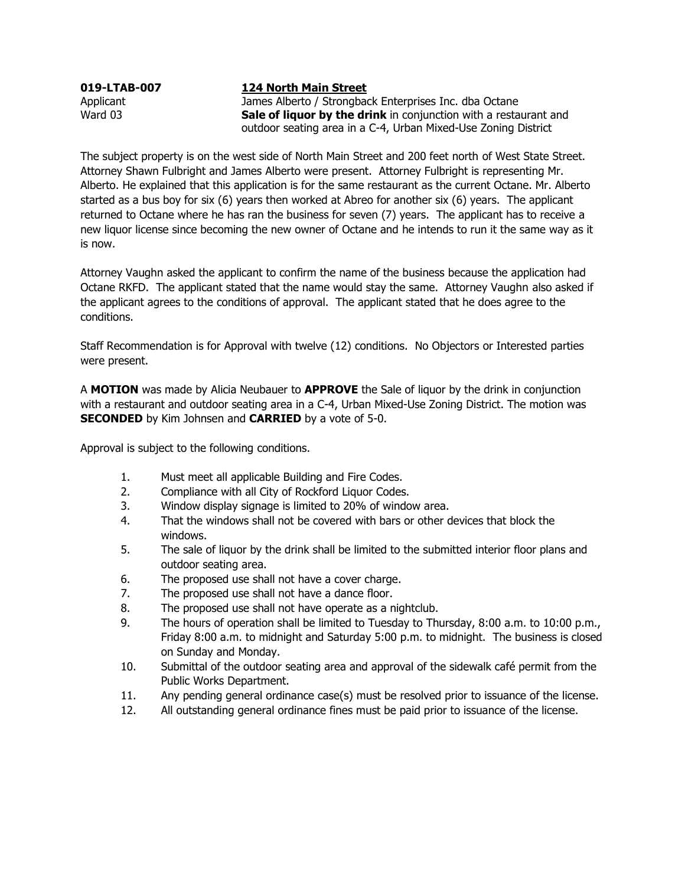**019-LTAB-007** **124 North Main Street**

Applicant James Alberto / Strongback Enterprises Inc. dba Octane

Ward 03 **Sale of liquor by the drink** in conjunction with a restaurant and outdoor seating area in a C-4, Urban Mixed-Use Zoning District

The subject property is on the west side of North Main Street and 200 feet north of West State Street. Attorney Shawn Fulbright and James Alberto were present. Attorney Fulbright is representing Mr. Alberto. He explained that this application is for the same restaurant as the current Octane. Mr. Alberto started as a bus boy for six (6) years then worked at Abreo for another six (6) years. The applicant returned to Octane where he has ran the business for seven (7) years. The applicant has to receive a new liquor license since becoming the new owner of Octane and he intends to run it the same way as it is now.

Attorney Vaughn asked the applicant to confirm the name of the business because the application had Octane RKFD. The applicant stated that the name would stay the same. Attorney Vaughn also asked if the applicant agrees to the conditions of approval. The applicant stated that he does agree to the conditions.

Staff Recommendation is for Approval with twelve (12) conditions. No Objectors or Interested parties were present.

A **MOTION** was made by Alicia Neubauer to **APPROVE** the Sale of liquor by the drink in conjunction with a restaurant and outdoor seating area in a C-4, Urban Mixed-Use Zoning District. The motion was **SECONDED** by Kim Johnsen and **CARRIED** by a vote of 5-0.

Approval is subject to the following conditions.

1. Must meet all applicable Building and Fire Codes.
2. Compliance with all City of Rockford Liquor Codes.
3. Window display signage is limited to 20% of window area.
4. That the windows shall not be covered with bars or other devices that block the windows.
5. The sale of liquor by the drink shall be limited to the submitted interior floor plans and outdoor seating area.
6. The proposed use shall not have a cover charge.
7. The proposed use shall not have a dance floor.
8. The proposed use shall not have operate as a nightclub.
9. The hours of operation shall be limited to Tuesday to Thursday, 8:00 a.m. to 10:00 p.m., Friday 8:00 a.m. to midnight and Saturday 5:00 p.m. to midnight. The business is closed on Sunday and Monday.
10. Submittal of the outdoor seating area and approval of the sidewalk café permit from the Public Works Department.
11. Any pending general ordinance case(s) must be resolved prior to issuance of the license.
12. All outstanding general ordinance fines must be paid prior to issuance of the license.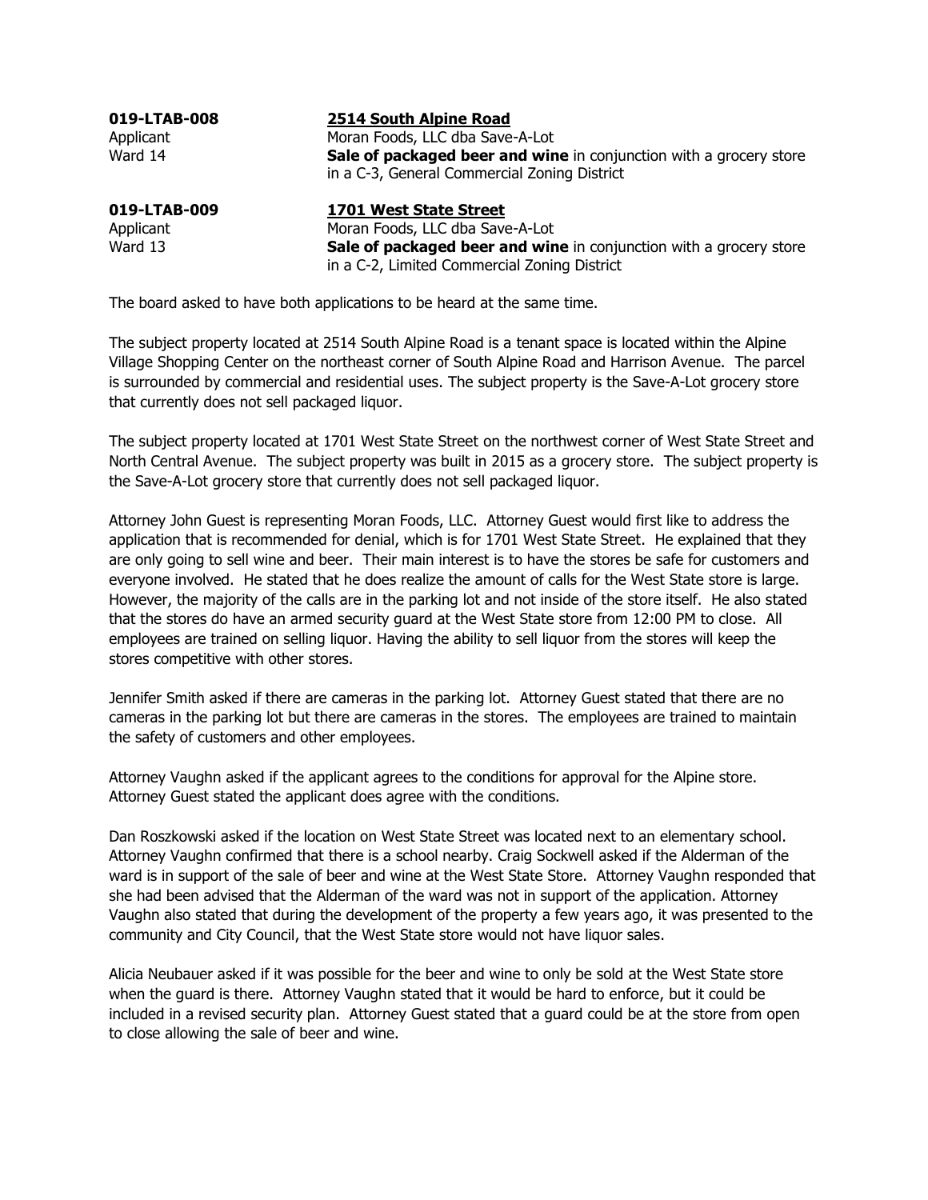**019-LTAB-008** **<u>2514 South Alpine Road</u>**
Applicant Moran Foods, LLC dba Save-A-Lot
Ward 14 **Sale of packaged beer and wine** in conjunction with a grocery store in a C-3, General Commercial Zoning District

**019-LTAB-009** **<u>1701 West State Street</u>**
Applicant Moran Foods, LLC dba Save-A-Lot
Ward 13 **Sale of packaged beer and wine** in conjunction with a grocery store in a C-2, Limited Commercial Zoning District

The board asked to have both applications to be heard at the same time.

The subject property located at 2514 South Alpine Road is a tenant space is located within the Alpine Village Shopping Center on the northeast corner of South Alpine Road and Harrison Avenue. The parcel is surrounded by commercial and residential uses. The subject property is the Save-A-Lot grocery store that currently does not sell packaged liquor.

The subject property located at 1701 West State Street on the northwest corner of West State Street and North Central Avenue. The subject property was built in 2015 as a grocery store. The subject property is the Save-A-Lot grocery store that currently does not sell packaged liquor.

Attorney John Guest is representing Moran Foods, LLC. Attorney Guest would first like to address the application that is recommended for denial, which is for 1701 West State Street. He explained that they are only going to sell wine and beer. Their main interest is to have the stores be safe for customers and everyone involved. He stated that he does realize the amount of calls for the West State store is large. However, the majority of the calls are in the parking lot and not inside of the store itself. He also stated that the stores do have an armed security guard at the West State store from 12:00 PM to close. All employees are trained on selling liquor. Having the ability to sell liquor from the stores will keep the stores competitive with other stores.

Jennifer Smith asked if there are cameras in the parking lot. Attorney Guest stated that there are no cameras in the parking lot but there are cameras in the stores. The employees are trained to maintain the safety of customers and other employees.

Attorney Vaughn asked if the applicant agrees to the conditions for approval for the Alpine store. Attorney Guest stated the applicant does agree with the conditions.

Dan Roszkowski asked if the location on West State Street was located next to an elementary school. Attorney Vaughn confirmed that there is a school nearby. Craig Sockwell asked if the Alderman of the ward is in support of the sale of beer and wine at the West State Store. Attorney Vaughn responded that she had been advised that the Alderman of the ward was not in support of the application. Attorney Vaughn also stated that during the development of the property a few years ago, it was presented to the community and City Council, that the West State store would not have liquor sales.

Alicia Neubauer asked if it was possible for the beer and wine to only be sold at the West State store when the guard is there. Attorney Vaughn stated that it would be hard to enforce, but it could be included in a revised security plan. Attorney Guest stated that a guard could be at the store from open to close allowing the sale of beer and wine.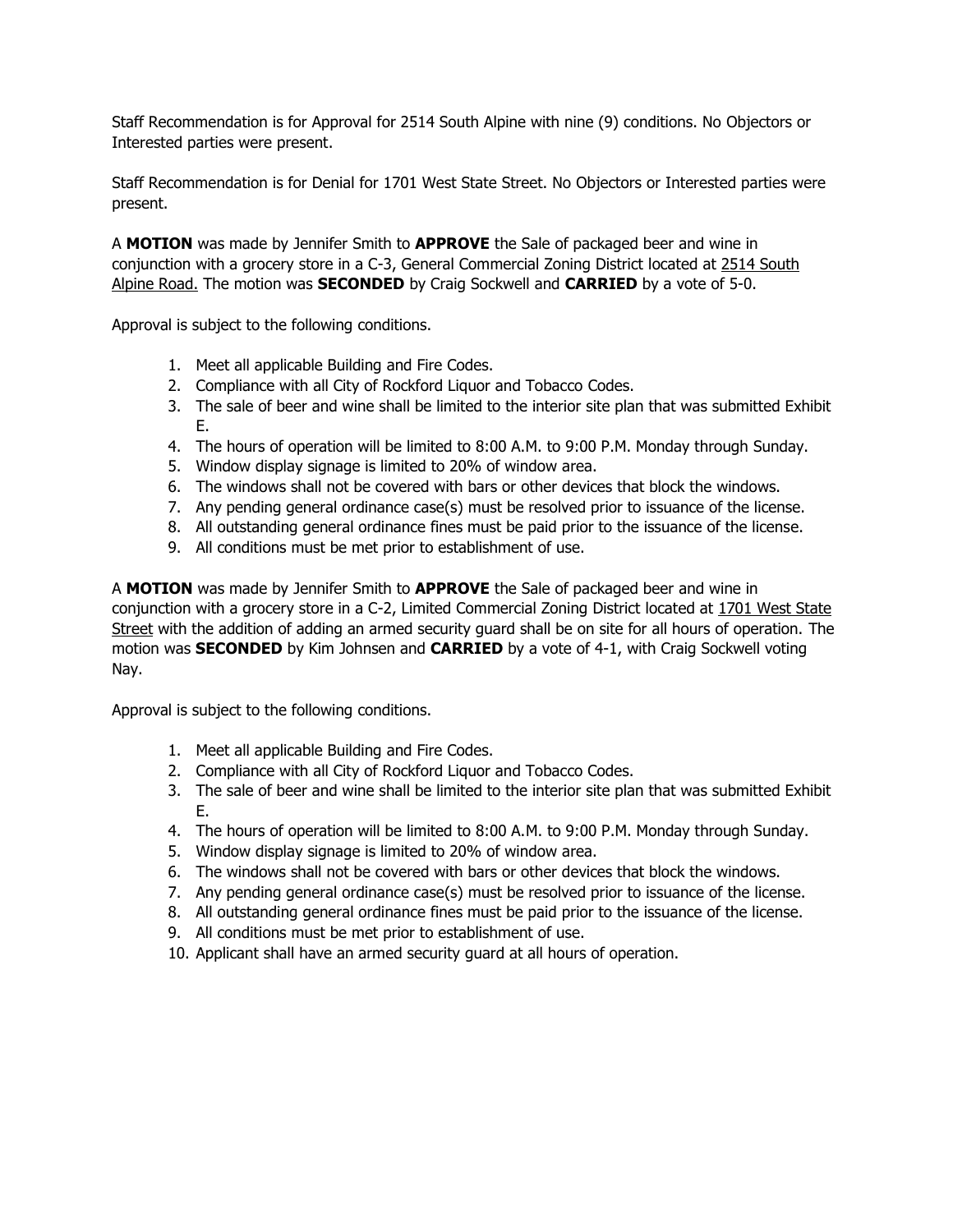Staff Recommendation is for Approval for 2514 South Alpine with nine (9) conditions. No Objectors or Interested parties were present.

Staff Recommendation is for Denial for 1701 West State Street. No Objectors or Interested parties were present.

A **MOTION** was made by Jennifer Smith to **APPROVE** the Sale of packaged beer and wine in conjunction with a grocery store in a C-3, General Commercial Zoning District located at 2514 South Alpine Road. The motion was **SECONDED** by Craig Sockwell and **CARRIED** by a vote of 5-0.

Approval is subject to the following conditions.

1. Meet all applicable Building and Fire Codes.
2. Compliance with all City of Rockford Liquor and Tobacco Codes.
3. The sale of beer and wine shall be limited to the interior site plan that was submitted Exhibit E.
4. The hours of operation will be limited to 8:00 A.M. to 9:00 P.M. Monday through Sunday.
5. Window display signage is limited to 20% of window area.
6. The windows shall not be covered with bars or other devices that block the windows.
7. Any pending general ordinance case(s) must be resolved prior to issuance of the license.
8. All outstanding general ordinance fines must be paid prior to the issuance of the license.
9. All conditions must be met prior to establishment of use.

A **MOTION** was made by Jennifer Smith to **APPROVE** the Sale of packaged beer and wine in conjunction with a grocery store in a C-2, Limited Commercial Zoning District located at 1701 West State Street with the addition of adding an armed security guard shall be on site for all hours of operation. The motion was **SECONDED** by Kim Johnsen and **CARRIED** by a vote of 4-1, with Craig Sockwell voting Nay.

Approval is subject to the following conditions.

1. Meet all applicable Building and Fire Codes.
2. Compliance with all City of Rockford Liquor and Tobacco Codes.
3. The sale of beer and wine shall be limited to the interior site plan that was submitted Exhibit E.
4. The hours of operation will be limited to 8:00 A.M. to 9:00 P.M. Monday through Sunday.
5. Window display signage is limited to 20% of window area.
6. The windows shall not be covered with bars or other devices that block the windows.
7. Any pending general ordinance case(s) must be resolved prior to issuance of the license.
8. All outstanding general ordinance fines must be paid prior to the issuance of the license.
9. All conditions must be met prior to establishment of use.
10. Applicant shall have an armed security guard at all hours of operation.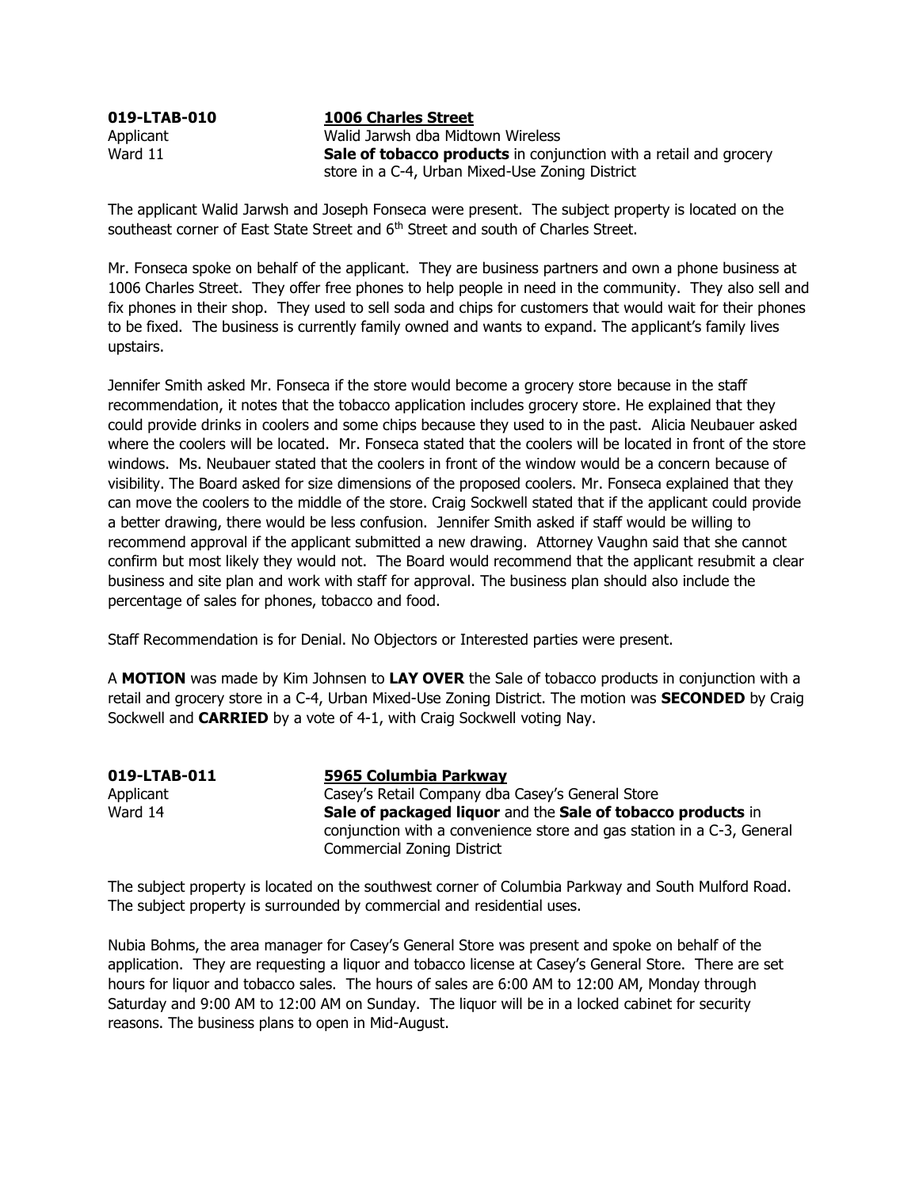**019-LTAB-010** **1006 Charles Street**

Applicant Walid Jarwsh dba Midtown Wireless

Ward 11 **Sale of tobacco products** in conjunction with a retail and grocery store in a C-4, Urban Mixed-Use Zoning District

The applicant Walid Jarwsh and Joseph Fonseca were present. The subject property is located on the southeast corner of East State Street and 6th Street and south of Charles Street.

Mr. Fonseca spoke on behalf of the applicant. They are business partners and own a phone business at 1006 Charles Street. They offer free phones to help people in need in the community. They also sell and fix phones in their shop. They used to sell soda and chips for customers that would wait for their phones to be fixed. The business is currently family owned and wants to expand. The applicant's family lives upstairs.

Jennifer Smith asked Mr. Fonseca if the store would become a grocery store because in the staff recommendation, it notes that the tobacco application includes grocery store. He explained that they could provide drinks in coolers and some chips because they used to in the past. Alicia Neubauer asked where the coolers will be located. Mr. Fonseca stated that the coolers will be located in front of the store windows. Ms. Neubauer stated that the coolers in front of the window would be a concern because of visibility. The Board asked for size dimensions of the proposed coolers. Mr. Fonseca explained that they can move the coolers to the middle of the store. Craig Sockwell stated that if the applicant could provide a better drawing, there would be less confusion. Jennifer Smith asked if staff would be willing to recommend approval if the applicant submitted a new drawing. Attorney Vaughn said that she cannot confirm but most likely they would not. The Board would recommend that the applicant resubmit a clear business and site plan and work with staff for approval. The business plan should also include the percentage of sales for phones, tobacco and food.

Staff Recommendation is for Denial. No Objectors or Interested parties were present.

A **MOTION** was made by Kim Johnsen to **LAY OVER** the Sale of tobacco products in conjunction with a retail and grocery store in a C-4, Urban Mixed-Use Zoning District. The motion was **SECONDED** by Craig Sockwell and **CARRIED** by a vote of 4-1, with Craig Sockwell voting Nay.

**019-LTAB-011** **5965 Columbia Parkway**

Applicant Casey's Retail Company dba Casey's General Store

Ward 14 **Sale of packaged liquor** and the **Sale of tobacco products** in conjunction with a convenience store and gas station in a C-3, General Commercial Zoning District

The subject property is located on the southwest corner of Columbia Parkway and South Mulford Road. The subject property is surrounded by commercial and residential uses.

Nubia Bohms, the area manager for Casey's General Store was present and spoke on behalf of the application. They are requesting a liquor and tobacco license at Casey's General Store. There are set hours for liquor and tobacco sales. The hours of sales are 6:00 AM to 12:00 AM, Monday through Saturday and 9:00 AM to 12:00 AM on Sunday. The liquor will be in a locked cabinet for security reasons. The business plans to open in Mid-August.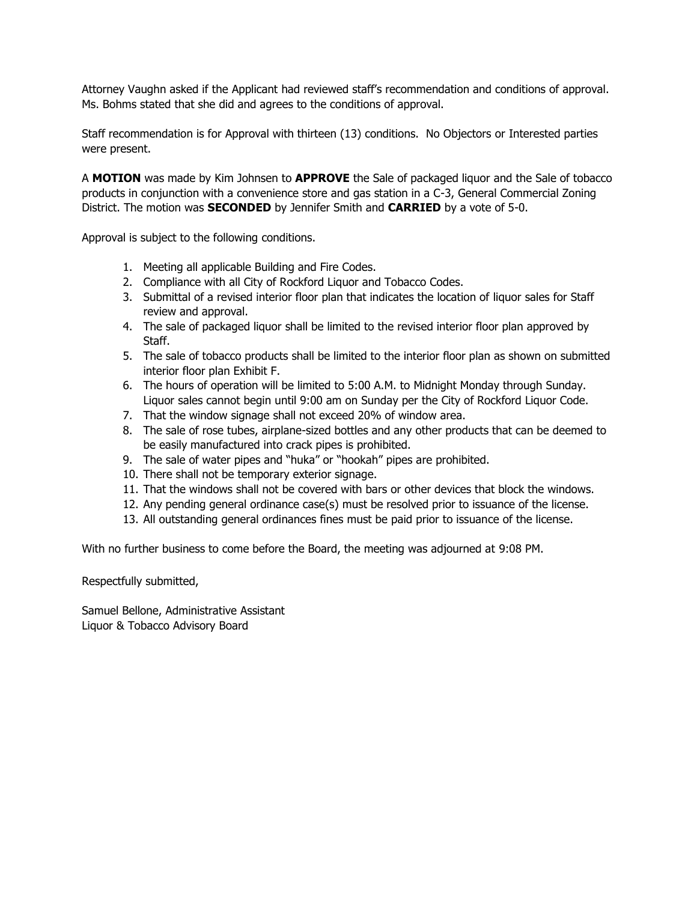Attorney Vaughn asked if the Applicant had reviewed staff's recommendation and conditions of approval. Ms. Bohms stated that she did and agrees to the conditions of approval.

Staff recommendation is for Approval with thirteen (13) conditions. No Objectors or Interested parties were present.

A **MOTION** was made by Kim Johnsen to **APPROVE** the Sale of packaged liquor and the Sale of tobacco products in conjunction with a convenience store and gas station in a C-3, General Commercial Zoning District. The motion was **SECONDED** by Jennifer Smith and **CARRIED** by a vote of 5-0.

Approval is subject to the following conditions.

1. Meeting all applicable Building and Fire Codes.
2. Compliance with all City of Rockford Liquor and Tobacco Codes.
3. Submittal of a revised interior floor plan that indicates the location of liquor sales for Staff review and approval.
4. The sale of packaged liquor shall be limited to the revised interior floor plan approved by Staff.
5. The sale of tobacco products shall be limited to the interior floor plan as shown on submitted interior floor plan Exhibit F.
6. The hours of operation will be limited to 5:00 A.M. to Midnight Monday through Sunday. Liquor sales cannot begin until 9:00 am on Sunday per the City of Rockford Liquor Code.
7. That the window signage shall not exceed 20% of window area.
8. The sale of rose tubes, airplane-sized bottles and any other products that can be deemed to be easily manufactured into crack pipes is prohibited.
9. The sale of water pipes and "huka" or "hookah" pipes are prohibited.
10. There shall not be temporary exterior signage.
11. That the windows shall not be covered with bars or other devices that block the windows.
12. Any pending general ordinance case(s) must be resolved prior to issuance of the license.
13. All outstanding general ordinances fines must be paid prior to issuance of the license.

With no further business to come before the Board, the meeting was adjourned at 9:08 PM.

Respectfully submitted,

Samuel Bellone, Administrative Assistant
Liquor & Tobacco Advisory Board